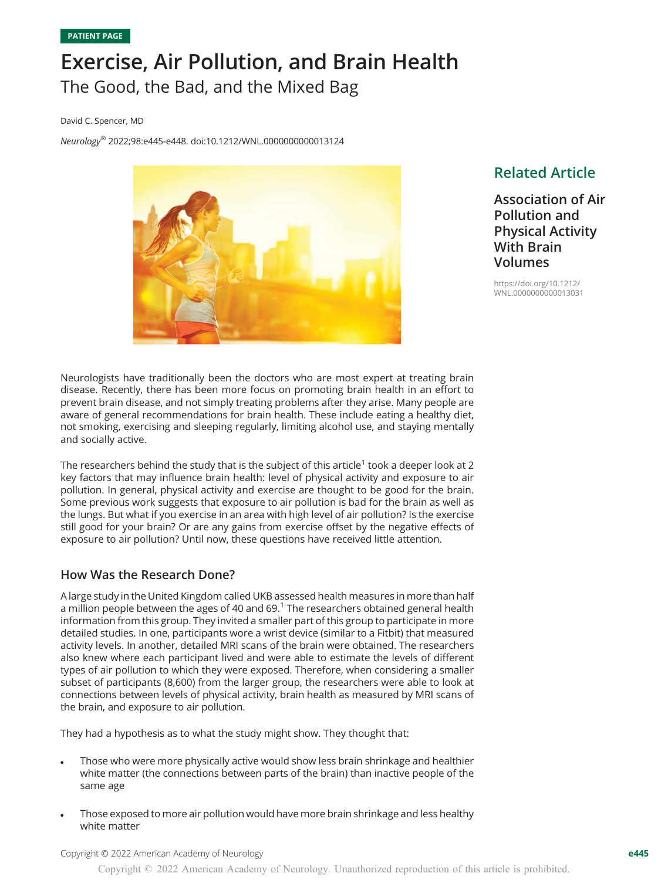PATIENT PAGE

# Exercise, Air Pollution, and Brain Health

## The Good, the Bad, and the Mixed Bag

David C. Spencer, MD

*Neurology*® 2022;98:e445-e448. doi:10.1212/WNL.0000000000013124

### Related Article

**Association of Air Pollution and Physical Activity With Brain Volumes**

https://doi.org/10.1212/WNL.0000000000013031

Neurologists have traditionally been the doctors who are most expert at treating brain disease. Recently, there has been more focus on promoting brain health in an effort to prevent brain disease, and not simply treating problems after they arise. Many people are aware of general recommendations for brain health. These include eating a healthy diet, not smoking, exercising and sleeping regularly, limiting alcohol use, and staying mentally and socially active.

The researchers behind the study that is the subject of this article[1] took a deeper look at 2 key factors that may influence brain health: level of physical activity and exposure to air pollution. In general, physical activity and exercise are thought to be good for the brain. Some previous work suggests that exposure to air pollution is bad for the brain as well as the lungs. But what if you exercise in an area with high level of air pollution? Is the exercise still good for your brain? Or are any gains from exercise offset by the negative effects of exposure to air pollution? Until now, these questions have received little attention.

## How Was the Research Done?

A large study in the United Kingdom called UKB assessed health measures in more than half a million people between the ages of 40 and 69.[1] The researchers obtained general health information from this group. They invited a smaller part of this group to participate in more detailed studies. In one, participants wore a wrist device (similar to a Fitbit) that measured activity levels. In another, detailed MRI scans of the brain were obtained. The researchers also knew where each participant lived and were able to estimate the levels of different types of air pollution to which they were exposed. Therefore, when considering a smaller subset of participants (8,600) from the larger group, the researchers were able to look at connections between levels of physical activity, brain health as measured by MRI scans of the brain, and exposure to air pollution.

They had a hypothesis as to what the study might show. They thought that:

- Those who were more physically active would show less brain shrinkage and healthier white matter (the connections between parts of the brain) than inactive people of the same age
- Those exposed to more air pollution would have more brain shrinkage and less healthy white matter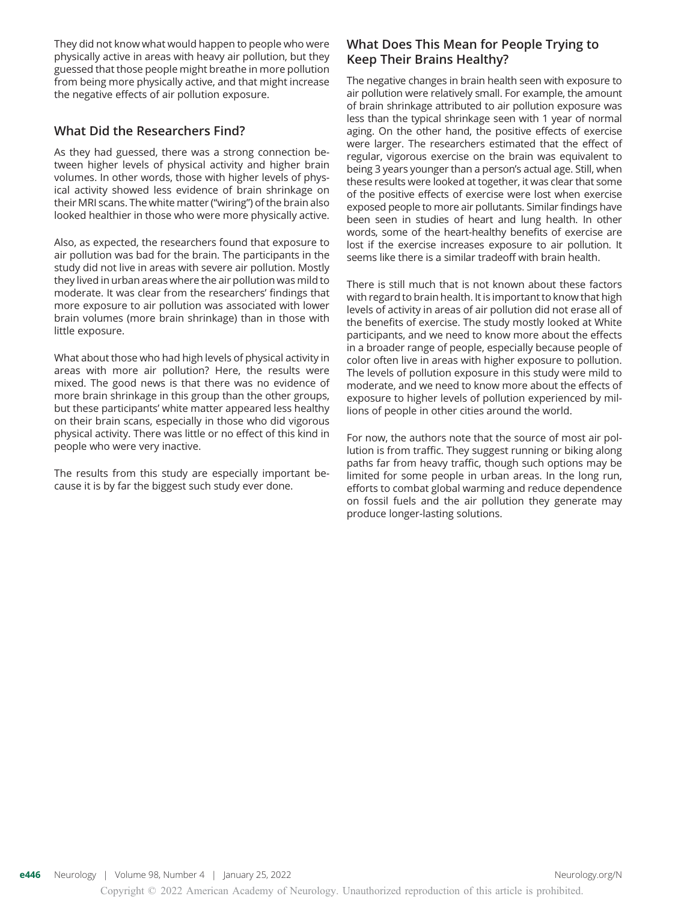They did not know what would happen to people who were physically active in areas with heavy air pollution, but they guessed that those people might breathe in more pollution from being more physically active, and that might increase the negative effects of air pollution exposure.

## What Did the Researchers Find?

As they had guessed, there was a strong connection between higher levels of physical activity and higher brain volumes. In other words, those with higher levels of physical activity showed less evidence of brain shrinkage on their MRI scans. The white matter ("wiring") of the brain also looked healthier in those who were more physically active.

Also, as expected, the researchers found that exposure to air pollution was bad for the brain. The participants in the study did not live in areas with severe air pollution. Mostly they lived in urban areas where the air pollution was mild to moderate. It was clear from the researchers' findings that more exposure to air pollution was associated with lower brain volumes (more brain shrinkage) than in those with little exposure.

What about those who had high levels of physical activity in areas with more air pollution? Here, the results were mixed. The good news is that there was no evidence of more brain shrinkage in this group than the other groups, but these participants' white matter appeared less healthy on their brain scans, especially in those who did vigorous physical activity. There was little or no effect of this kind in people who were very inactive.

The results from this study are especially important because it is by far the biggest such study ever done.

## What Does This Mean for People Trying to Keep Their Brains Healthy?

The negative changes in brain health seen with exposure to air pollution were relatively small. For example, the amount of brain shrinkage attributed to air pollution exposure was less than the typical shrinkage seen with 1 year of normal aging. On the other hand, the positive effects of exercise were larger. The researchers estimated that the effect of regular, vigorous exercise on the brain was equivalent to being 3 years younger than a person's actual age. Still, when these results were looked at together, it was clear that some of the positive effects of exercise were lost when exercise exposed people to more air pollutants. Similar findings have been seen in studies of heart and lung health. In other words, some of the heart-healthy benefits of exercise are lost if the exercise increases exposure to air pollution. It seems like there is a similar tradeoff with brain health.

There is still much that is not known about these factors with regard to brain health. It is important to know that high levels of activity in areas of air pollution did not erase all of the benefits of exercise. The study mostly looked at White participants, and we need to know more about the effects in a broader range of people, especially because people of color often live in areas with higher exposure to pollution. The levels of pollution exposure in this study were mild to moderate, and we need to know more about the effects of exposure to higher levels of pollution experienced by millions of people in other cities around the world.

For now, the authors note that the source of most air pollution is from traffic. They suggest running or biking along paths far from heavy traffic, though such options may be limited for some people in urban areas. In the long run, efforts to combat global warming and reduce dependence on fossil fuels and the air pollution they generate may produce longer-lasting solutions.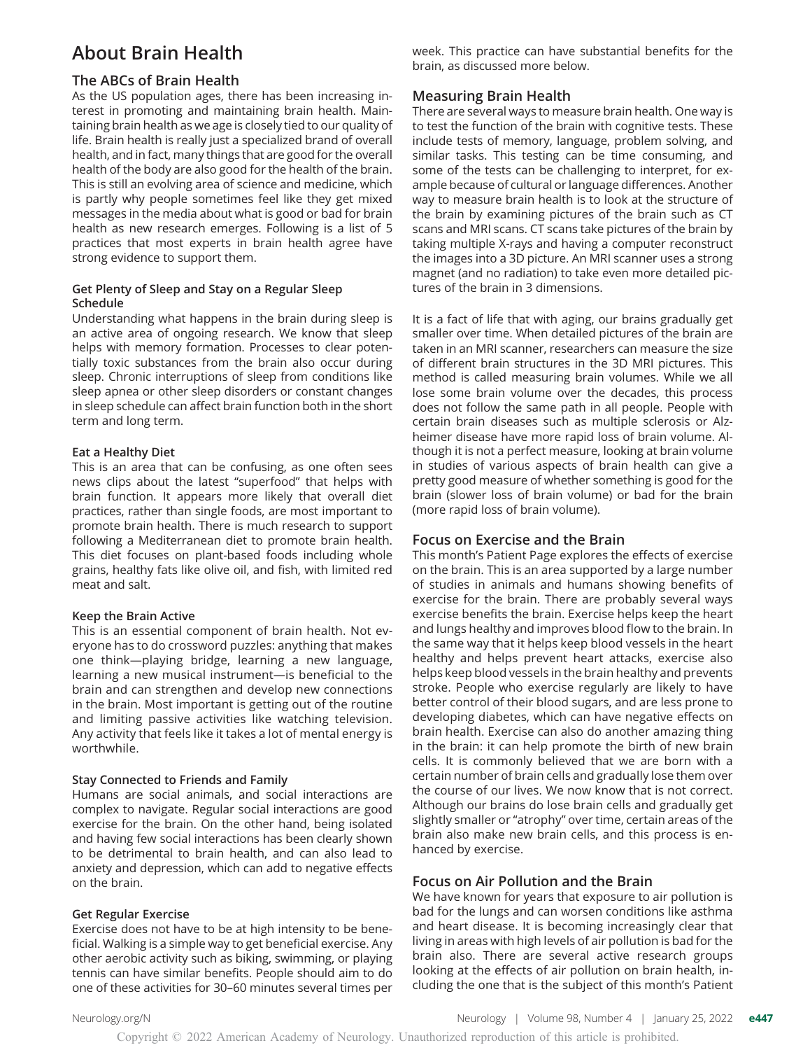# About Brain Health

## The ABCs of Brain Health

As the US population ages, there has been increasing interest in promoting and maintaining brain health. Maintaining brain health as we age is closely tied to our quality of life. Brain health is really just a specialized brand of overall health, and in fact, many things that are good for the overall health of the body are also good for the health of the brain. This is still an evolving area of science and medicine, which is partly why people sometimes feel like they get mixed messages in the media about what is good or bad for brain health as new research emerges. Following is a list of 5 practices that most experts in brain health agree have strong evidence to support them.

#### Get Plenty of Sleep and Stay on a Regular Sleep Schedule

Understanding what happens in the brain during sleep is an active area of ongoing research. We know that sleep helps with memory formation. Processes to clear potentially toxic substances from the brain also occur during sleep. Chronic interruptions of sleep from conditions like sleep apnea or other sleep disorders or constant changes in sleep schedule can affect brain function both in the short term and long term.

#### Eat a Healthy Diet

This is an area that can be confusing, as one often sees news clips about the latest "superfood" that helps with brain function. It appears more likely that overall diet practices, rather than single foods, are most important to promote brain health. There is much research to support following a Mediterranean diet to promote brain health. This diet focuses on plant-based foods including whole grains, healthy fats like olive oil, and fish, with limited red meat and salt.

#### Keep the Brain Active

This is an essential component of brain health. Not everyone has to do crossword puzzles: anything that makes one think—playing bridge, learning a new language, learning a new musical instrument—is beneficial to the brain and can strengthen and develop new connections in the brain. Most important is getting out of the routine and limiting passive activities like watching television. Any activity that feels like it takes a lot of mental energy is worthwhile.

#### Stay Connected to Friends and Family

Humans are social animals, and social interactions are complex to navigate. Regular social interactions are good exercise for the brain. On the other hand, being isolated and having few social interactions has been clearly shown to be detrimental to brain health, and can also lead to anxiety and depression, which can add to negative effects on the brain.

#### Get Regular Exercise

Exercise does not have to be at high intensity to be beneficial. Walking is a simple way to get beneficial exercise. Any other aerobic activity such as biking, swimming, or playing tennis can have similar benefits. People should aim to do one of these activities for 30–60 minutes several times per week. This practice can have substantial benefits for the brain, as discussed more below.

## Measuring Brain Health

There are several ways to measure brain health. One way is to test the function of the brain with cognitive tests. These include tests of memory, language, problem solving, and similar tasks. This testing can be time consuming, and some of the tests can be challenging to interpret, for example because of cultural or language differences. Another way to measure brain health is to look at the structure of the brain by examining pictures of the brain such as CT scans and MRI scans. CT scans take pictures of the brain by taking multiple X-rays and having a computer reconstruct the images into a 3D picture. An MRI scanner uses a strong magnet (and no radiation) to take even more detailed pictures of the brain in 3 dimensions.

It is a fact of life that with aging, our brains gradually get smaller over time. When detailed pictures of the brain are taken in an MRI scanner, researchers can measure the size of different brain structures in the 3D MRI pictures. This method is called measuring brain volumes. While we all lose some brain volume over the decades, this process does not follow the same path in all people. People with certain brain diseases such as multiple sclerosis or Alzheimer disease have more rapid loss of brain volume. Although it is not a perfect measure, looking at brain volume in studies of various aspects of brain health can give a pretty good measure of whether something is good for the brain (slower loss of brain volume) or bad for the brain (more rapid loss of brain volume).

## Focus on Exercise and the Brain

This month's Patient Page explores the effects of exercise on the brain. This is an area supported by a large number of studies in animals and humans showing benefits of exercise for the brain. There are probably several ways exercise benefits the brain. Exercise helps keep the heart and lungs healthy and improves blood flow to the brain. In the same way that it helps keep blood vessels in the heart healthy and helps prevent heart attacks, exercise also helps keep blood vessels in the brain healthy and prevents stroke. People who exercise regularly are likely to have better control of their blood sugars, and are less prone to developing diabetes, which can have negative effects on brain health. Exercise can also do another amazing thing in the brain: it can help promote the birth of new brain cells. It is commonly believed that we are born with a certain number of brain cells and gradually lose them over the course of our lives. We now know that is not correct. Although our brains do lose brain cells and gradually get slightly smaller or "atrophy" over time, certain areas of the brain also make new brain cells, and this process is enhanced by exercise.

## Focus on Air Pollution and the Brain

We have known for years that exposure to air pollution is bad for the lungs and can worsen conditions like asthma and heart disease. It is becoming increasingly clear that living in areas with high levels of air pollution is bad for the brain also. There are several active research groups looking at the effects of air pollution on brain health, including the one that is the subject of this month's Patient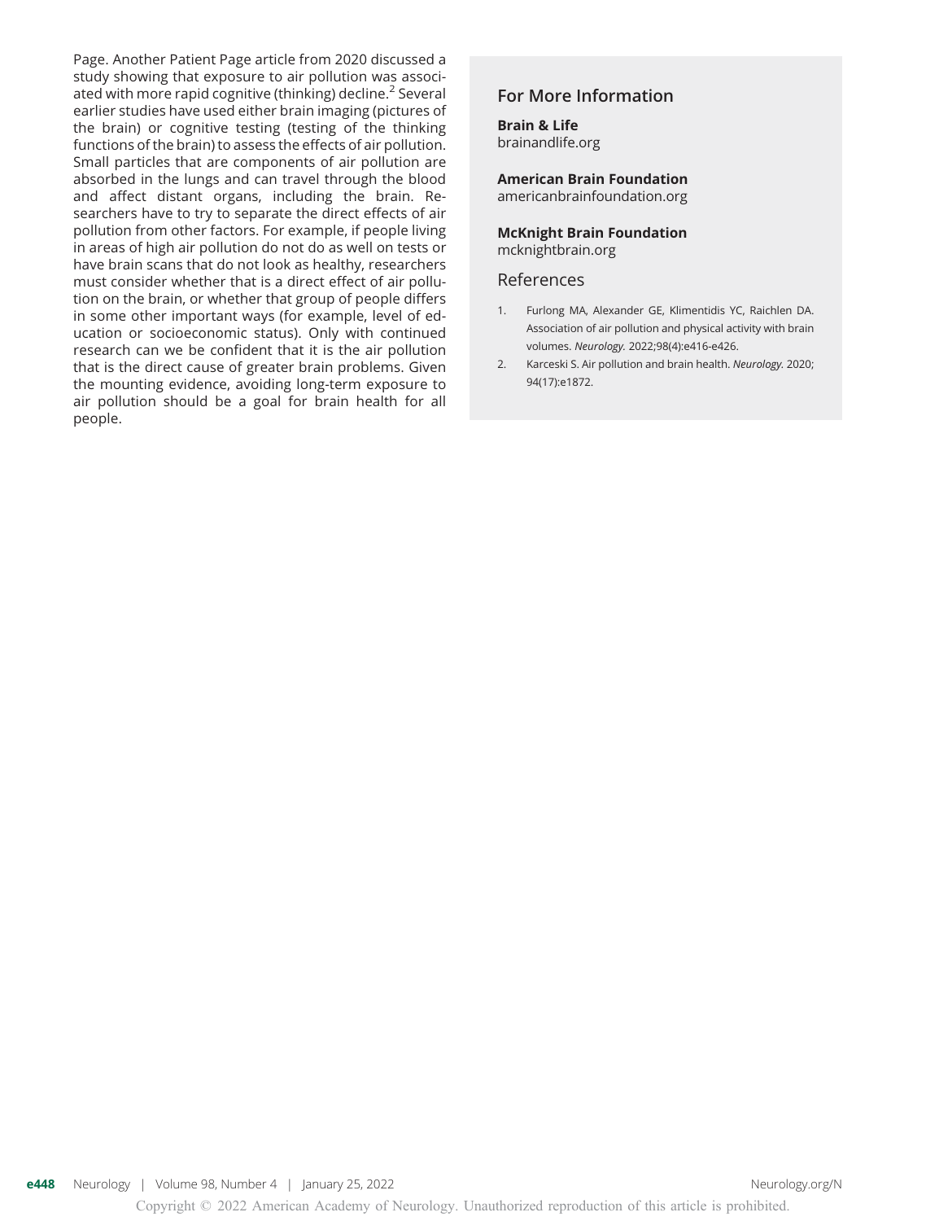Page. Another Patient Page article from 2020 discussed a study showing that exposure to air pollution was associated with more rapid cognitive (thinking) decline.[2] Several earlier studies have used either brain imaging (pictures of the brain) or cognitive testing (testing of the thinking functions of the brain) to assess the effects of air pollution. Small particles that are components of air pollution are absorbed in the lungs and can travel through the blood and affect distant organs, including the brain. Researchers have to try to separate the direct effects of air pollution from other factors. For example, if people living in areas of high air pollution do not do as well on tests or have brain scans that do not look as healthy, researchers must consider whether that is a direct effect of air pollution on the brain, or whether that group of people differs in some other important ways (for example, level of education or socioeconomic status). Only with continued research can we be confident that it is the air pollution that is the direct cause of greater brain problems. Given the mounting evidence, avoiding long-term exposure to air pollution should be a goal for brain health for all people.

## For More Information

**Brain & Life**
brainandlife.org

**American Brain Foundation**
americanbrainfoundation.org

**McKnight Brain Foundation**
mcknightbrain.org

## References

1. Furlong MA, Alexander GE, Klimentidis YC, Raichlen DA. Association of air pollution and physical activity with brain volumes. *Neurology.* 2022;98(4):e416-e426.
2. Karceski S. Air pollution and brain health. *Neurology.* 2020; 94(17):e1872.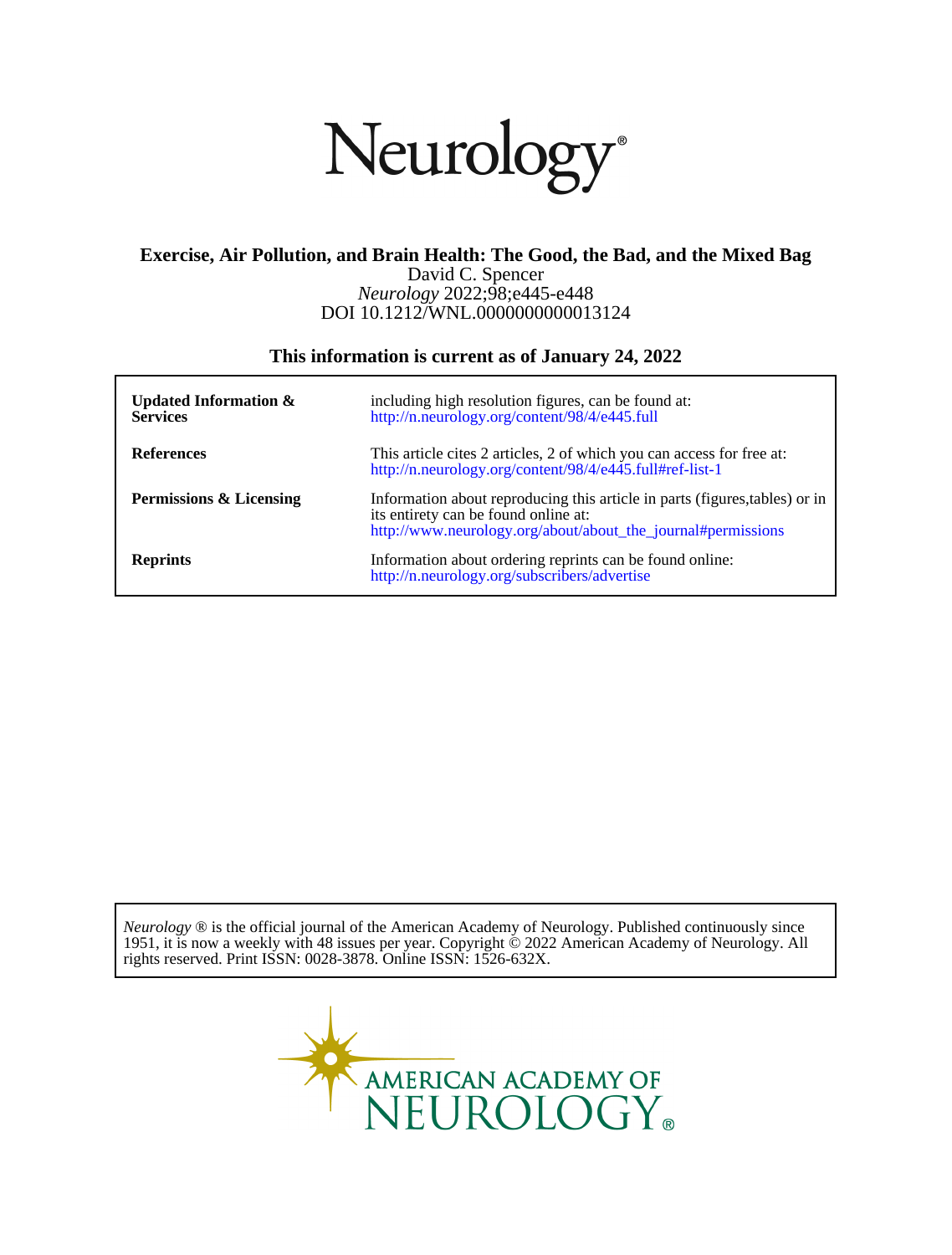# Neurology®

**Exercise, Air Pollution, and Brain Health: The Good, the Bad, and the Mixed Bag**
David C. Spencer
*Neurology* 2022;98;e445-e448
DOI 10.1212/WNL.0000000000013124

**This information is current as of January 24, 2022**

| | |
|---|---|
| **Updated Information & Services** | including high resolution figures, can be found at: http://n.neurology.org/content/98/4/e445.full |
| **References** | This article cites 2 articles, 2 of which you can access for free at: http://n.neurology.org/content/98/4/e445.full#ref-list-1 |
| **Permissions & Licensing** | Information about reproducing this article in parts (figures,tables) or in its entirety can be found online at: http://www.neurology.org/about/about_the_journal#permissions |
| **Reprints** | Information about ordering reprints can be found online: http://n.neurology.org/subscribers/advertise |

*Neurology* ® is the official journal of the American Academy of Neurology. Published continuously since 1951, it is now a weekly with 48 issues per year. Copyright © 2022 American Academy of Neurology. All rights reserved. Print ISSN: 0028-3878. Online ISSN: 1526-632X.

AMERICAN ACADEMY OF NEUROLOGY®